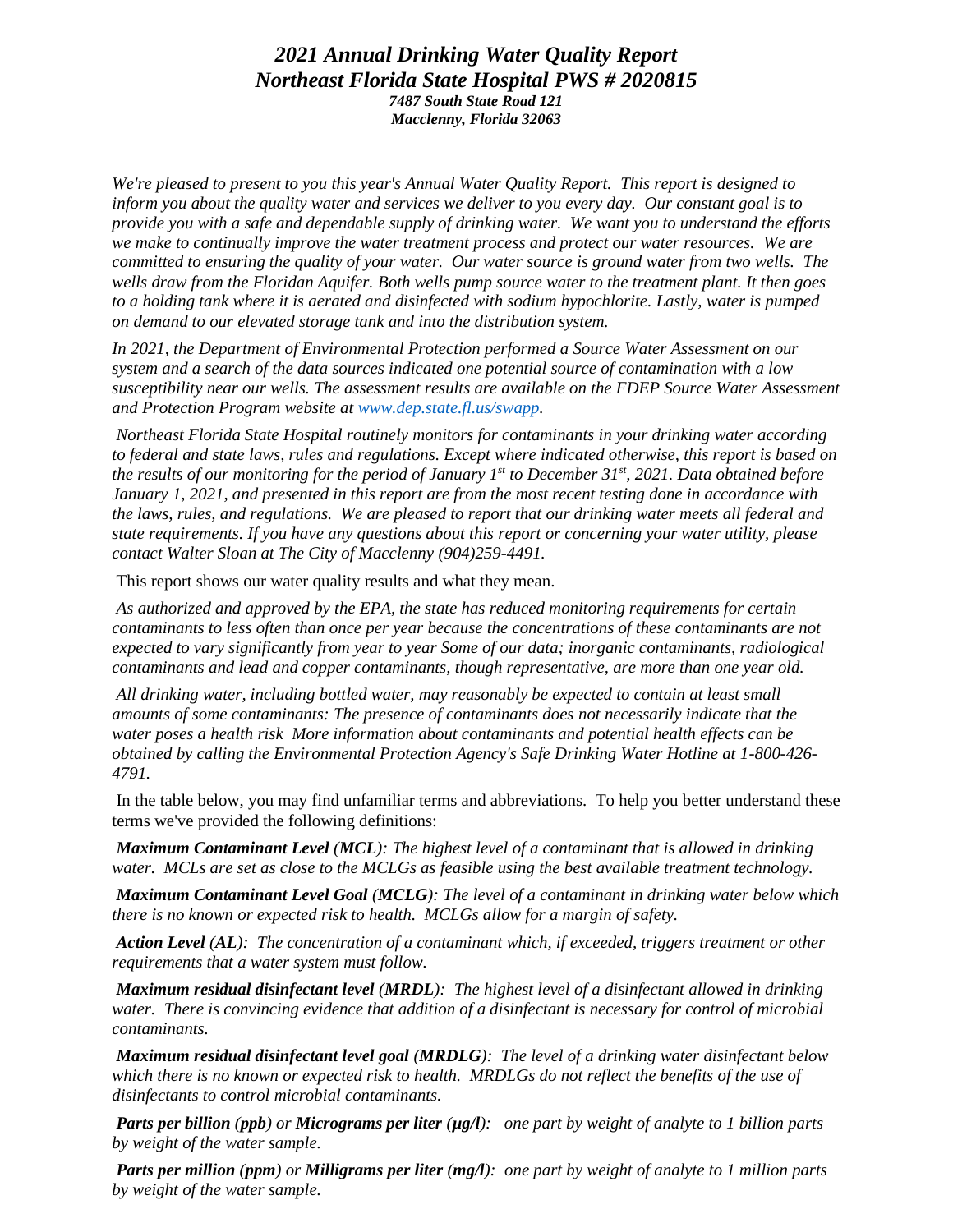# *2021 Annual Drinking Water Quality Report*
# *Northeast Florida State Hospital PWS # 2020815*

***7487 South State Road 121***
***Macclenny, Florida 32063***

*We're pleased to present to you this year's Annual Water Quality Report. This report is designed to inform you about the quality water and services we deliver to you every day. Our constant goal is to provide you with a safe and dependable supply of drinking water. We want you to understand the efforts we make to continually improve the water treatment process and protect our water resources. We are committed to ensuring the quality of your water. Our water source is ground water from two wells. The wells draw from the Floridan Aquifer. Both wells pump source water to the treatment plant. It then goes to a holding tank where it is aerated and disinfected with sodium hypochlorite. Lastly, water is pumped on demand to our elevated storage tank and into the distribution system.*

*In 2021, the Department of Environmental Protection performed a Source Water Assessment on our system and a search of the data sources indicated one potential source of contamination with a low susceptibility near our wells. The assessment results are available on the FDEP Source Water Assessment and Protection Program website at [www.dep.state.fl.us/swapp](www.dep.state.fl.us/swapp).*

*Northeast Florida State Hospital routinely monitors for contaminants in your drinking water according to federal and state laws, rules and regulations. Except where indicated otherwise, this report is based on the results of our monitoring for the period of January 1st to December 31st, 2021. Data obtained before January 1, 2021, and presented in this report are from the most recent testing done in accordance with the laws, rules, and regulations. We are pleased to report that our drinking water meets all federal and state requirements. If you have any questions about this report or concerning your water utility, please contact Walter Sloan at The City of Macclenny (904)259-4491.*

This report shows our water quality results and what they mean.

*As authorized and approved by the EPA, the state has reduced monitoring requirements for certain contaminants to less often than once per year because the concentrations of these contaminants are not expected to vary significantly from year to year Some of our data; inorganic contaminants, radiological contaminants and lead and copper contaminants, though representative, are more than one year old.*

*All drinking water, including bottled water, may reasonably be expected to contain at least small amounts of some contaminants: The presence of contaminants does not necessarily indicate that the water poses a health risk More information about contaminants and potential health effects can be obtained by calling the Environmental Protection Agency's Safe Drinking Water Hotline at 1-800-426-4791.*

In the table below, you may find unfamiliar terms and abbreviations. To help you better understand these terms we've provided the following definitions:

***Maximum Contaminant Level (MCL)****: The highest level of a contaminant that is allowed in drinking water. MCLs are set as close to the MCLGs as feasible using the best available treatment technology.*

***Maximum Contaminant Level Goal (MCLG)****: The level of a contaminant in drinking water below which there is no known or expected risk to health. MCLGs allow for a margin of safety.*

***Action Level (AL)****: The concentration of a contaminant which, if exceeded, triggers treatment or other requirements that a water system must follow.*

***Maximum residual disinfectant level (MRDL)****: The highest level of a disinfectant allowed in drinking water. There is convincing evidence that addition of a disinfectant is necessary for control of microbial contaminants.*

***Maximum residual disinfectant level goal (MRDLG)****: The level of a drinking water disinfectant below which there is no known or expected risk to health. MRDLGs do not reflect the benefits of the use of disinfectants to control microbial contaminants.*

***Parts per billion (ppb) or Micrograms per liter (μg/l)****: one part by weight of analyte to 1 billion parts by weight of the water sample.*

***Parts per million (ppm) or Milligrams per liter (mg/l)****: one part by weight of analyte to 1 million parts by weight of the water sample.*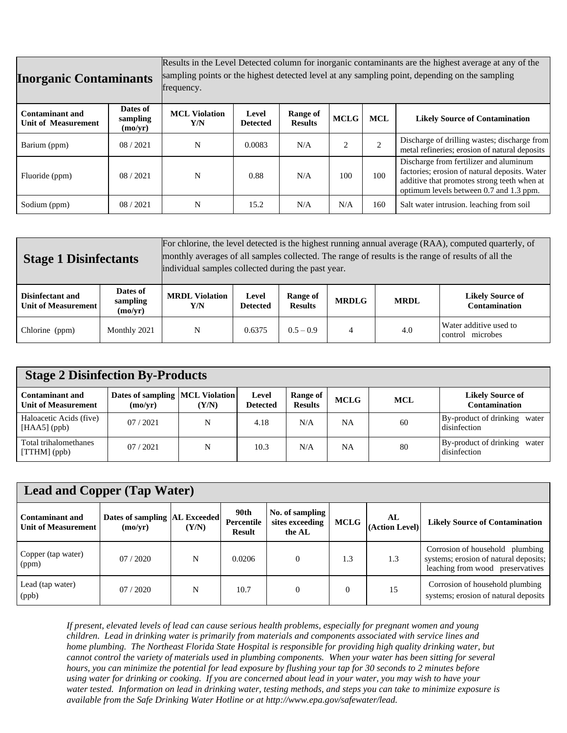## Inorganic Contaminants

Results in the Level Detected column for inorganic contaminants are the highest average at any of the sampling points or the highest detected level at any sampling point, depending on the sampling frequency.

| Contaminant and Unit of Measurement | Dates of sampling (mo/yr) | MCL Violation Y/N | Level Detected | Range of Results | MCLG | MCL | Likely Source of Contamination |
|---|---|---|---|---|---|---|---|
| Barium (ppm) | 08 / 2021 | N | 0.0083 | N/A | 2 | 2 | Discharge of drilling wastes; discharge from metal refineries; erosion of natural deposits |
| Fluoride (ppm) | 08 / 2021 | N | 0.88 | N/A | 100 | 100 | Discharge from fertilizer and aluminum factories; erosion of natural deposits. Water additive that promotes strong teeth when at optimum levels between 0.7 and 1.3 ppm. |
| Sodium (ppm) | 08 / 2021 | N | 15.2 | N/A | N/A | 160 | Salt water intrusion. leaching from soil |

## Stage 1 Disinfectants

For chlorine, the level detected is the highest running annual average (RAA), computed quarterly, of monthly averages of all samples collected. The range of results is the range of results of all the individual samples collected during the past year.

| Disinfectant and Unit of Measurement | Dates of sampling (mo/yr) | MRDL Violation Y/N | Level Detected | Range of Results | MRDLG | MRDL | Likely Source of Contamination |
|---|---|---|---|---|---|---|---|
| Chlorine (ppm) | Monthly 2021 | N | 0.6375 | 0.5 – 0.9 | 4 | 4.0 | Water additive used to control microbes |

## Stage 2 Disinfection By-Products

| Contaminant and Unit of Measurement | Dates of sampling (mo/yr) | MCL Violation (Y/N) | Level Detected | Range of Results | MCLG | MCL | Likely Source of Contamination |
|---|---|---|---|---|---|---|---|
| Haloacetic Acids (five) [HAA5] (ppb) | 07 / 2021 | N | 4.18 | N/A | NA | 60 | By-product of drinking water disinfection |
| Total trihalomethanes [TTHM] (ppb) | 07 / 2021 | N | 10.3 | N/A | NA | 80 | By-product of drinking water disinfection |

## Lead and Copper (Tap Water)

| Contaminant and Unit of Measurement | Dates of sampling (mo/yr) | AL Exceeded (Y/N) | 90th Percentile Result | No. of sampling sites exceeding the AL | MCLG | AL (Action Level) | Likely Source of Contamination |
|---|---|---|---|---|---|---|---|
| Copper (tap water) (ppm) | 07 / 2020 | N | 0.0206 | 0 | 1.3 | 1.3 | Corrosion of household plumbing systems; erosion of natural deposits; leaching from wood preservatives |
| Lead (tap water) (ppb) | 07 / 2020 | N | 10.7 | 0 | 0 | 15 | Corrosion of household plumbing systems; erosion of natural deposits |

*If present, elevated levels of lead can cause serious health problems, especially for pregnant women and young children. Lead in drinking water is primarily from materials and components associated with service lines and home plumbing. The Northeast Florida State Hospital is responsible for providing high quality drinking water, but cannot control the variety of materials used in plumbing components. When your water has been sitting for several hours, you can minimize the potential for lead exposure by flushing your tap for 30 seconds to 2 minutes before using water for drinking or cooking. If you are concerned about lead in your water, you may wish to have your water tested. Information on lead in drinking water, testing methods, and steps you can take to minimize exposure is available from the Safe Drinking Water Hotline or at http://www.epa.gov/safewater/lead.*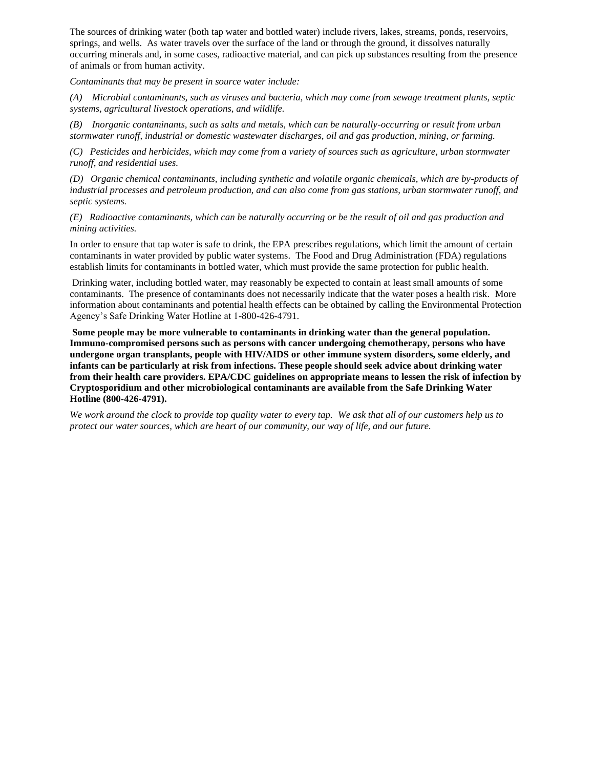The sources of drinking water (both tap water and bottled water) include rivers, lakes, streams, ponds, reservoirs, springs, and wells. As water travels over the surface of the land or through the ground, it dissolves naturally occurring minerals and, in some cases, radioactive material, and can pick up substances resulting from the presence of animals or from human activity.

*Contaminants that may be present in source water include:*

*(A) Microbial contaminants, such as viruses and bacteria, which may come from sewage treatment plants, septic systems, agricultural livestock operations, and wildlife.*

*(B) Inorganic contaminants, such as salts and metals, which can be naturally-occurring or result from urban stormwater runoff, industrial or domestic wastewater discharges, oil and gas production, mining, or farming.*

*(C) Pesticides and herbicides, which may come from a variety of sources such as agriculture, urban stormwater runoff, and residential uses.*

*(D) Organic chemical contaminants, including synthetic and volatile organic chemicals, which are by-products of industrial processes and petroleum production, and can also come from gas stations, urban stormwater runoff, and septic systems.*

*(E) Radioactive contaminants, which can be naturally occurring or be the result of oil and gas production and mining activities.*

In order to ensure that tap water is safe to drink, the EPA prescribes regulations, which limit the amount of certain contaminants in water provided by public water systems. The Food and Drug Administration (FDA) regulations establish limits for contaminants in bottled water, which must provide the same protection for public health.

Drinking water, including bottled water, may reasonably be expected to contain at least small amounts of some contaminants. The presence of contaminants does not necessarily indicate that the water poses a health risk. More information about contaminants and potential health effects can be obtained by calling the Environmental Protection Agency's Safe Drinking Water Hotline at 1-800-426-4791.

**Some people may be more vulnerable to contaminants in drinking water than the general population. Immuno-compromised persons such as persons with cancer undergoing chemotherapy, persons who have undergone organ transplants, people with HIV/AIDS or other immune system disorders, some elderly, and infants can be particularly at risk from infections. These people should seek advice about drinking water from their health care providers. EPA/CDC guidelines on appropriate means to lessen the risk of infection by Cryptosporidium and other microbiological contaminants are available from the Safe Drinking Water Hotline (800-426-4791).**

*We work around the clock to provide top quality water to every tap. We ask that all of our customers help us to protect our water sources, which are heart of our community, our way of life, and our future.*